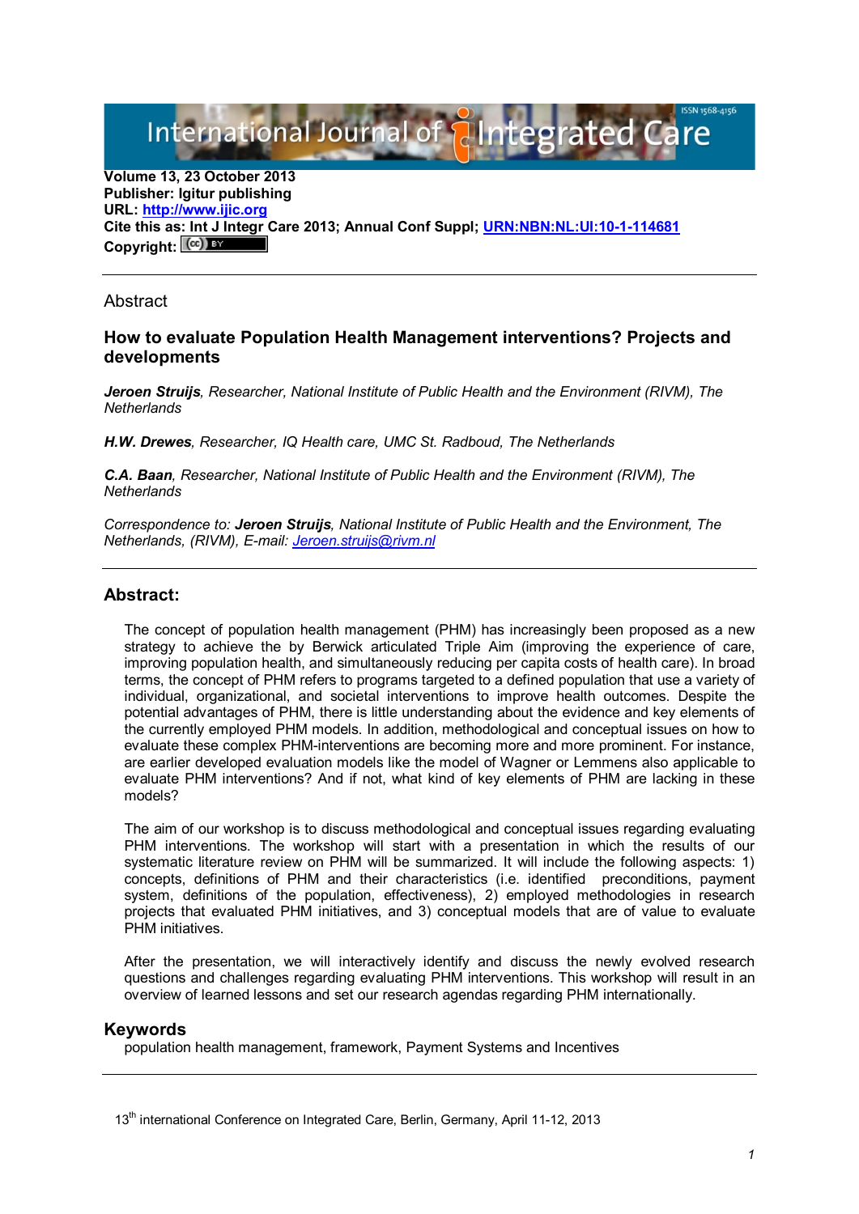Volume 13, 23 October 2013
**Publisher: Igitur publishing**
**URL: http://www.ijic.org**
**Cite this as: Int J Integr Care 2013; Annual Conf Suppl; URN:NBN:NL:UI:10-1-114681**
**Copyright:**

Abstract

## How to evaluate Population Health Management interventions? Projects and developments

***Jeroen Struijs***, *Researcher, National Institute of Public Health and the Environment (RIVM), The Netherlands*

***H.W. Drewes***, *Researcher, IQ Health care, UMC St. Radboud, The Netherlands*

***C.A. Baan***, *Researcher, National Institute of Public Health and the Environment (RIVM), The Netherlands*

*Correspondence to:* ***Jeroen Struijs***, *National Institute of Public Health and the Environment, The Netherlands, (RIVM), E-mail: Jeroen.struijs@rivm.nl*

## Abstract:

The concept of population health management (PHM) has increasingly been proposed as a new strategy to achieve the by Berwick articulated Triple Aim (improving the experience of care, improving population health, and simultaneously reducing per capita costs of health care). In broad terms, the concept of PHM refers to programs targeted to a defined population that use a variety of individual, organizational, and societal interventions to improve health outcomes. Despite the potential advantages of PHM, there is little understanding about the evidence and key elements of the currently employed PHM models. In addition, methodological and conceptual issues on how to evaluate these complex PHM-interventions are becoming more and more prominent. For instance, are earlier developed evaluation models like the model of Wagner or Lemmens also applicable to evaluate PHM interventions? And if not, what kind of key elements of PHM are lacking in these models?

The aim of our workshop is to discuss methodological and conceptual issues regarding evaluating PHM interventions. The workshop will start with a presentation in which the results of our systematic literature review on PHM will be summarized. It will include the following aspects: 1) concepts, definitions of PHM and their characteristics (i.e. identified preconditions, payment system, definitions of the population, effectiveness), 2) employed methodologies in research projects that evaluated PHM initiatives, and 3) conceptual models that are of value to evaluate PHM initiatives.

After the presentation, we will interactively identify and discuss the newly evolved research questions and challenges regarding evaluating PHM interventions. This workshop will result in an overview of learned lessons and set our research agendas regarding PHM internationally.

## Keywords

population health management, framework, Payment Systems and Incentives

13th international Conference on Integrated Care, Berlin, Germany, April 11-12, 2013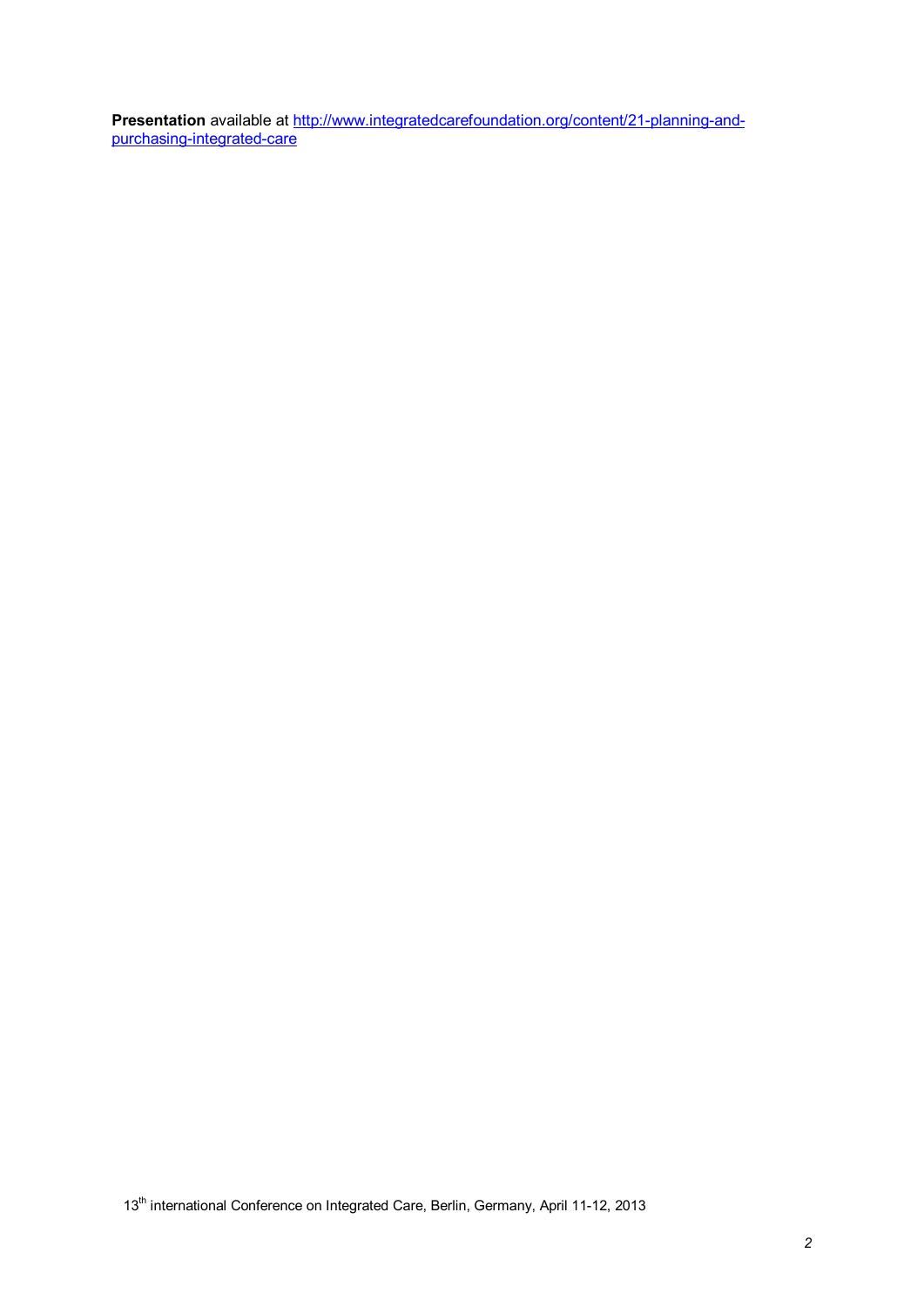**Presentation** available at http://www.integratedcarefoundation.org/content/21-planning-and-purchasing-integrated-care